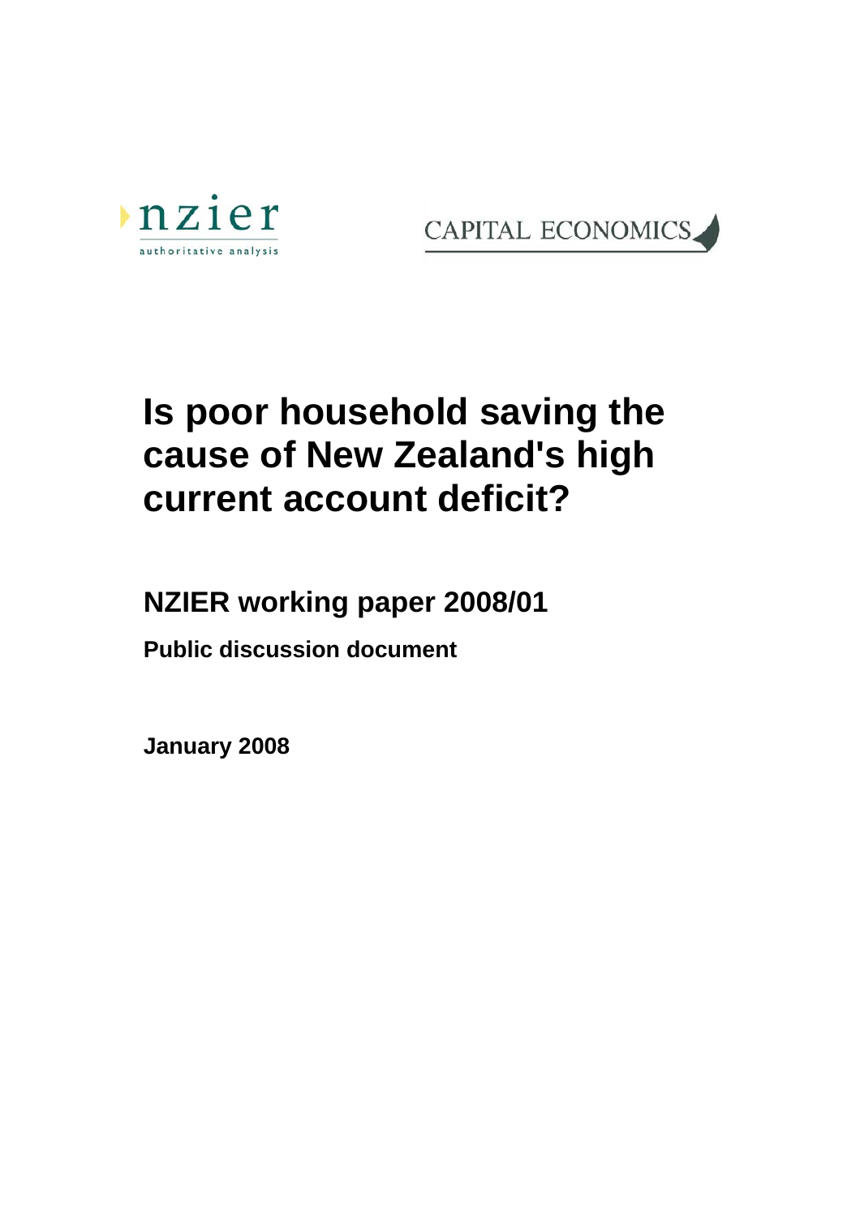nzier
authoritative analysis

CAPITAL ECONOMICS

# Is poor household saving the cause of New Zealand's high current account deficit?

## NZIER working paper 2008/01

**Public discussion document**

**January 2008**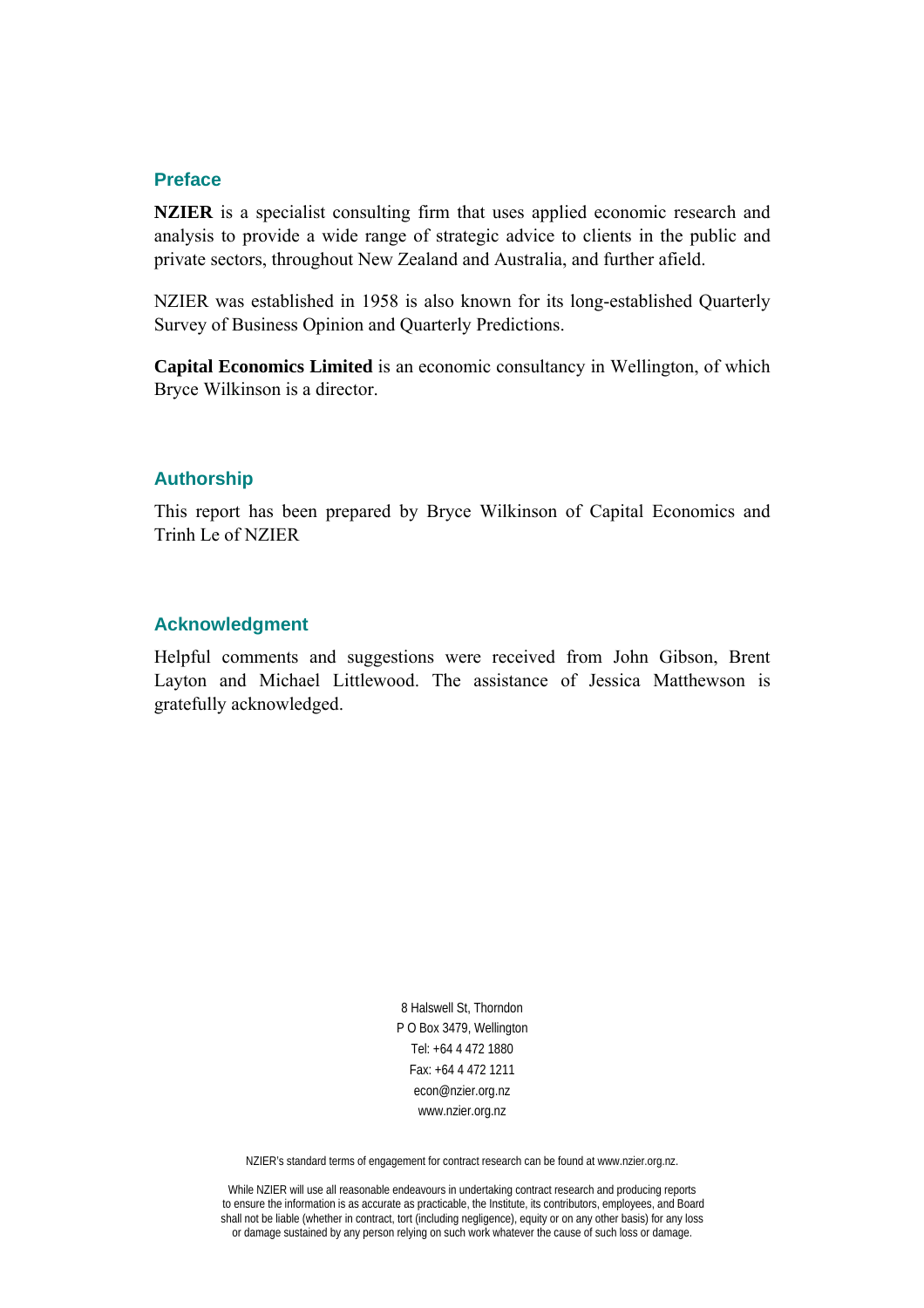## Preface

**NZIER** is a specialist consulting firm that uses applied economic research and analysis to provide a wide range of strategic advice to clients in the public and private sectors, throughout New Zealand and Australia, and further afield.

NZIER was established in 1958 is also known for its long-established Quarterly Survey of Business Opinion and Quarterly Predictions.

**Capital Economics Limited** is an economic consultancy in Wellington, of which Bryce Wilkinson is a director.

## Authorship

This report has been prepared by Bryce Wilkinson of Capital Economics and Trinh Le of NZIER

## Acknowledgment

Helpful comments and suggestions were received from John Gibson, Brent Layton and Michael Littlewood. The assistance of Jessica Matthewson is gratefully acknowledged.

8 Halswell St, Thorndon
P O Box 3479, Wellington
Tel: +64 4 472 1880
Fax: +64 4 472 1211
econ@nzier.org.nz
www.nzier.org.nz

NZIER's standard terms of engagement for contract research can be found at www.nzier.org.nz.

While NZIER will use all reasonable endeavours in undertaking contract research and producing reports to ensure the information is as accurate as practicable, the Institute, its contributors, employees, and Board shall not be liable (whether in contract, tort (including negligence), equity or on any other basis) for any loss or damage sustained by any person relying on such work whatever the cause of such loss or damage.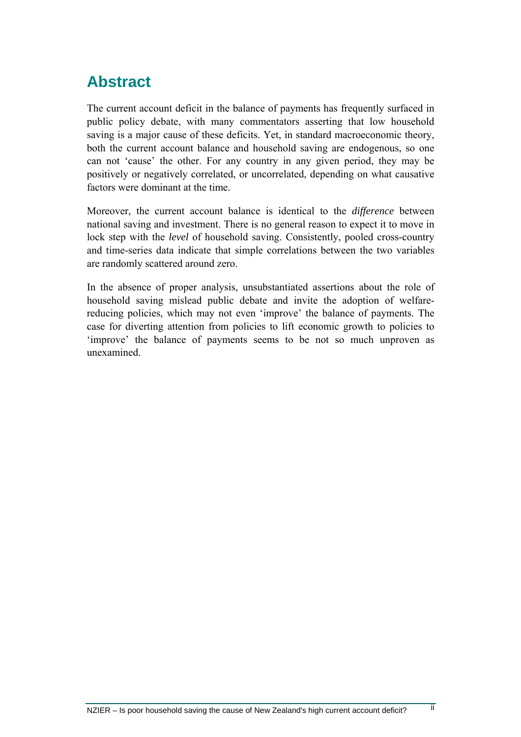# Abstract

The current account deficit in the balance of payments has frequently surfaced in public policy debate, with many commentators asserting that low household saving is a major cause of these deficits. Yet, in standard macroeconomic theory, both the current account balance and household saving are endogenous, so one can not 'cause' the other. For any country in any given period, they may be positively or negatively correlated, or uncorrelated, depending on what causative factors were dominant at the time.

Moreover, the current account balance is identical to the *difference* between national saving and investment. There is no general reason to expect it to move in lock step with the *level* of household saving. Consistently, pooled cross-country and time-series data indicate that simple correlations between the two variables are randomly scattered around zero.

In the absence of proper analysis, unsubstantiated assertions about the role of household saving mislead public debate and invite the adoption of welfare-reducing policies, which may not even 'improve' the balance of payments. The case for diverting attention from policies to lift economic growth to policies to 'improve' the balance of payments seems to be not so much unproven as unexamined.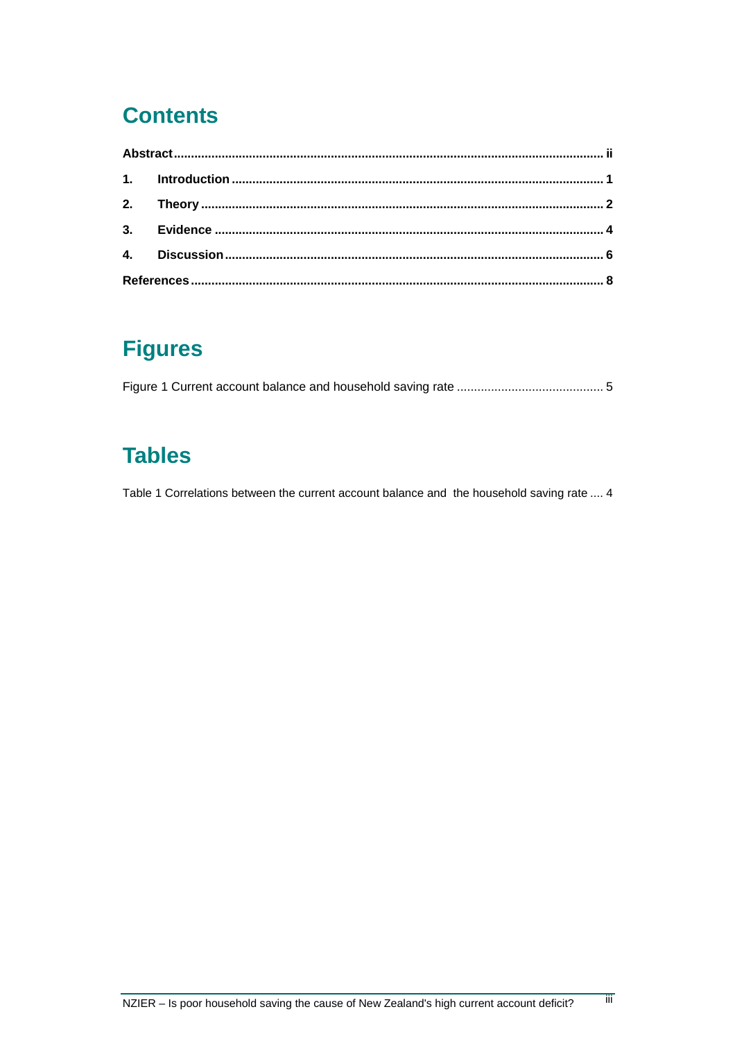# Contents

**Abstract** ........................................................................................................................ **ii**

**1. Introduction** ............................................................................................................. **1**

**2. Theory** ..................................................................................................................... **2**

**3. Evidence** .................................................................................................................. **4**

**4. Discussion** ............................................................................................................... **6**

**References** ...................................................................................................................... **8**

# Figures

Figure 1 Current account balance and household saving rate .......................................... 5

# Tables

Table 1 Correlations between the current account balance and the household saving rate .... 4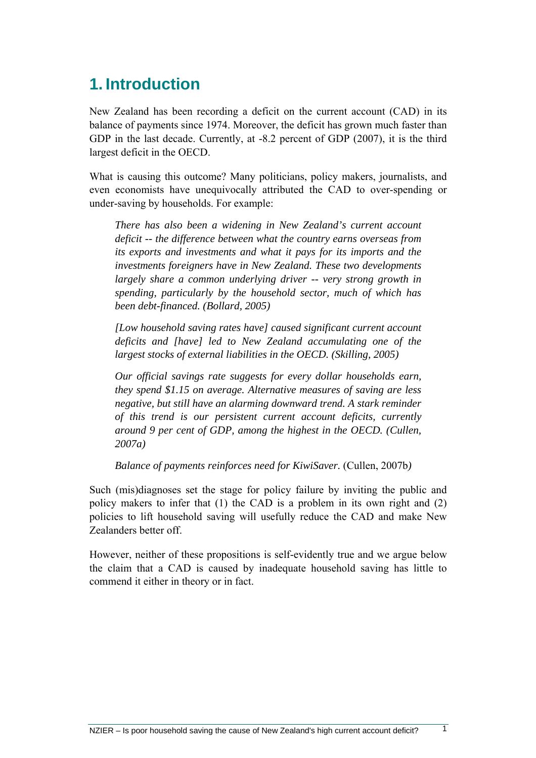# 1. Introduction

New Zealand has been recording a deficit on the current account (CAD) in its balance of payments since 1974. Moreover, the deficit has grown much faster than GDP in the last decade. Currently, at -8.2 percent of GDP (2007), it is the third largest deficit in the OECD.

What is causing this outcome? Many politicians, policy makers, journalists, and even economists have unequivocally attributed the CAD to over-spending or under-saving by households. For example:

> *There has also been a widening in New Zealand's current account deficit -- the difference between what the country earns overseas from its exports and investments and what it pays for its imports and the investments foreigners have in New Zealand. These two developments largely share a common underlying driver -- very strong growth in spending, particularly by the household sector, much of which has been debt-financed. (Bollard, 2005)*
>
> *[Low household saving rates have] caused significant current account deficits and [have] led to New Zealand accumulating one of the largest stocks of external liabilities in the OECD. (Skilling, 2005)*
>
> *Our official savings rate suggests for every dollar households earn, they spend $1.15 on average. Alternative measures of saving are less negative, but still have an alarming downward trend. A stark reminder of this trend is our persistent current account deficits, currently around 9 per cent of GDP, among the highest in the OECD. (Cullen, 2007a)*
>
> *Balance of payments reinforces need for KiwiSaver.* (Cullen, 2007b)

Such (mis)diagnoses set the stage for policy failure by inviting the public and policy makers to infer that (1) the CAD is a problem in its own right and (2) policies to lift household saving will usefully reduce the CAD and make New Zealanders better off.

However, neither of these propositions is self-evidently true and we argue below the claim that a CAD is caused by inadequate household saving has little to commend it either in theory or in fact.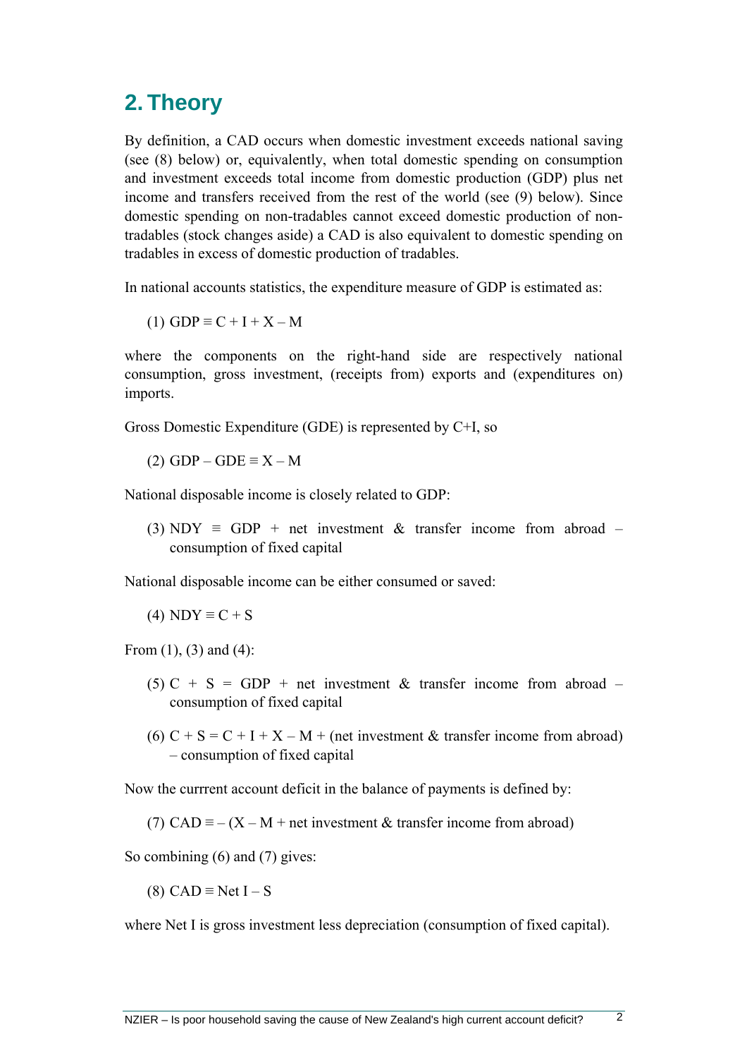## 2. Theory

By definition, a CAD occurs when domestic investment exceeds national saving (see (8) below) or, equivalently, when total domestic spending on consumption and investment exceeds total income from domestic production (GDP) plus net income and transfers received from the rest of the world (see (9) below). Since domestic spending on non-tradables cannot exceed domestic production of non-tradables (stock changes aside) a CAD is also equivalent to domestic spending on tradables in excess of domestic production of tradables.

In national accounts statistics, the expenditure measure of GDP is estimated as:

(1) $GDP \equiv C + I + X - M$

where the components on the right-hand side are respectively national consumption, gross investment, (receipts from) exports and (expenditures on) imports.

Gross Domestic Expenditure (GDE) is represented by C+I, so

(2) $GDP - GDE \equiv X - M$

National disposable income is closely related to GDP:

(3) NDY ≡ GDP + net investment & transfer income from abroad – consumption of fixed capital

National disposable income can be either consumed or saved:

(4) $NDY \equiv C + S$

From (1), (3) and (4):

(5) C + S = GDP + net investment & transfer income from abroad – consumption of fixed capital

(6) C + S = C + I + X – M + (net investment & transfer income from abroad) – consumption of fixed capital

Now the currrent account deficit in the balance of payments is defined by:

(7) CAD ≡ – (X – M + net investment & transfer income from abroad)

So combining (6) and (7) gives:

(8) CAD ≡ Net I – S

where Net I is gross investment less depreciation (consumption of fixed capital).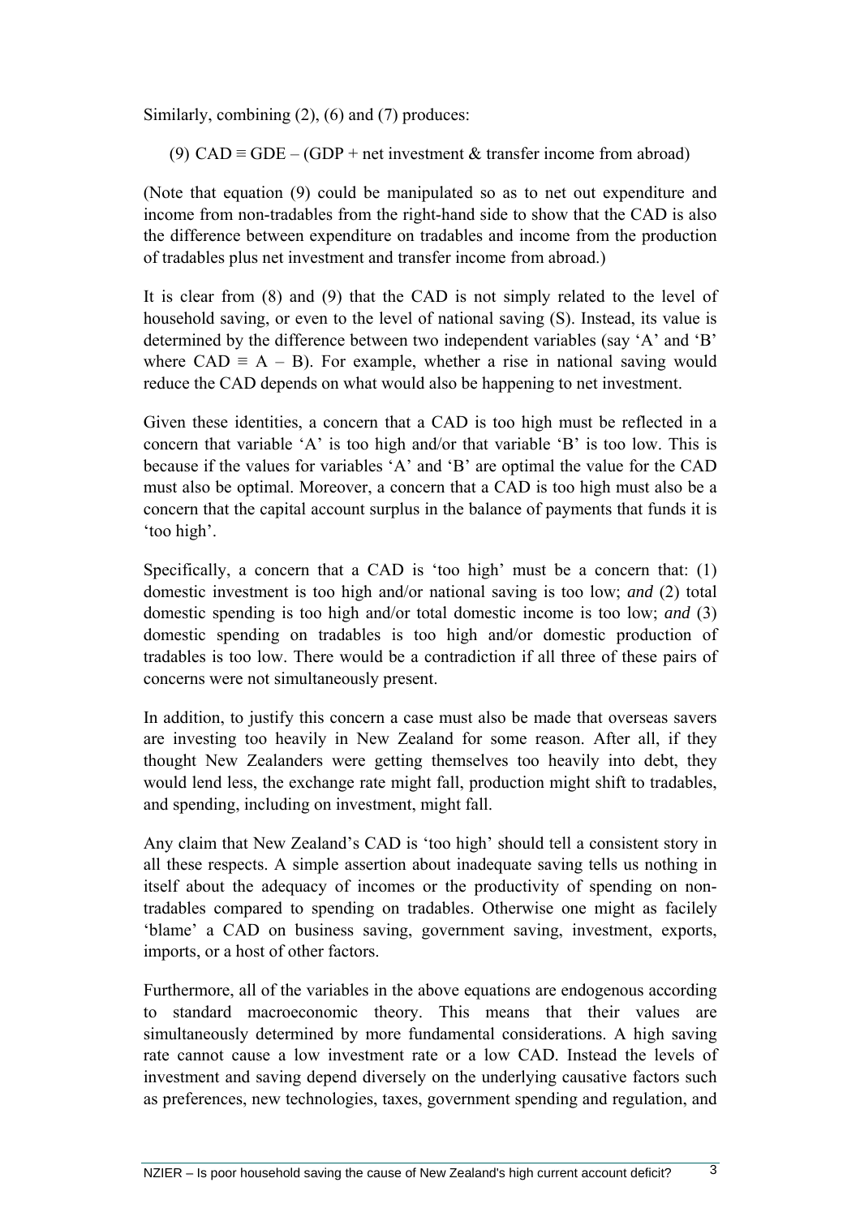Similarly, combining (2), (6) and (7) produces:

(9) CAD ≡ GDE – (GDP + net investment & transfer income from abroad)

(Note that equation (9) could be manipulated so as to net out expenditure and income from non-tradables from the right-hand side to show that the CAD is also the difference between expenditure on tradables and income from the production of tradables plus net investment and transfer income from abroad.)

It is clear from (8) and (9) that the CAD is not simply related to the level of household saving, or even to the level of national saving (S). Instead, its value is determined by the difference between two independent variables (say 'A' and 'B' where CAD ≡ A – B). For example, whether a rise in national saving would reduce the CAD depends on what would also be happening to net investment.

Given these identities, a concern that a CAD is too high must be reflected in a concern that variable 'A' is too high and/or that variable 'B' is too low. This is because if the values for variables 'A' and 'B' are optimal the value for the CAD must also be optimal. Moreover, a concern that a CAD is too high must also be a concern that the capital account surplus in the balance of payments that funds it is 'too high'.

Specifically, a concern that a CAD is 'too high' must be a concern that: (1) domestic investment is too high and/or national saving is too low; *and* (2) total domestic spending is too high and/or total domestic income is too low; *and* (3) domestic spending on tradables is too high and/or domestic production of tradables is too low. There would be a contradiction if all three of these pairs of concerns were not simultaneously present.

In addition, to justify this concern a case must also be made that overseas savers are investing too heavily in New Zealand for some reason. After all, if they thought New Zealanders were getting themselves too heavily into debt, they would lend less, the exchange rate might fall, production might shift to tradables, and spending, including on investment, might fall.

Any claim that New Zealand's CAD is 'too high' should tell a consistent story in all these respects. A simple assertion about inadequate saving tells us nothing in itself about the adequacy of incomes or the productivity of spending on non-tradables compared to spending on tradables. Otherwise one might as facilely 'blame' a CAD on business saving, government saving, investment, exports, imports, or a host of other factors.

Furthermore, all of the variables in the above equations are endogenous according to standard macroeconomic theory. This means that their values are simultaneously determined by more fundamental considerations. A high saving rate cannot cause a low investment rate or a low CAD. Instead the levels of investment and saving depend diversely on the underlying causative factors such as preferences, new technologies, taxes, government spending and regulation, and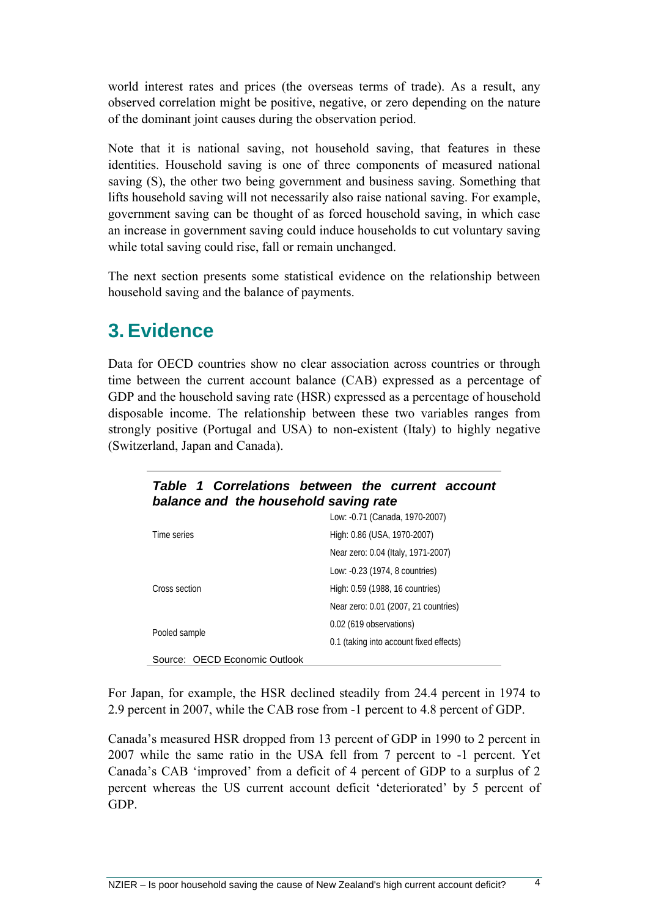world interest rates and prices (the overseas terms of trade). As a result, any observed correlation might be positive, negative, or zero depending on the nature of the dominant joint causes during the observation period.

Note that it is national saving, not household saving, that features in these identities. Household saving is one of three components of measured national saving (S), the other two being government and business saving. Something that lifts household saving will not necessarily also raise national saving. For example, government saving can be thought of as forced household saving, in which case an increase in government saving could induce households to cut voluntary saving while total saving could rise, fall or remain unchanged.

The next section presents some statistical evidence on the relationship between household saving and the balance of payments.

# 3. Evidence

Data for OECD countries show no clear association across countries or through time between the current account balance (CAB) expressed as a percentage of GDP and the household saving rate (HSR) expressed as a percentage of household disposable income. The relationship between these two variables ranges from strongly positive (Portugal and USA) to non-existent (Italy) to highly negative (Switzerland, Japan and Canada).

***Table 1 Correlations between the current account balance and the household saving rate***

| | |
|---|---|
| Time series | Low: -0.71 (Canada, 1970-2007) |
| | High: 0.86 (USA, 1970-2007) |
| | Near zero: 0.04 (Italy, 1971-2007) |
| Cross section | Low: -0.23 (1974, 8 countries) |
| | High: 0.59 (1988, 16 countries) |
| | Near zero: 0.01 (2007, 21 countries) |
| Pooled sample | 0.02 (619 observations) |
| | 0.1 (taking into account fixed effects) |

Source: OECD Economic Outlook

For Japan, for example, the HSR declined steadily from 24.4 percent in 1974 to 2.9 percent in 2007, while the CAB rose from -1 percent to 4.8 percent of GDP.

Canada's measured HSR dropped from 13 percent of GDP in 1990 to 2 percent in 2007 while the same ratio in the USA fell from 7 percent to -1 percent. Yet Canada's CAB 'improved' from a deficit of 4 percent of GDP to a surplus of 2 percent whereas the US current account deficit 'deteriorated' by 5 percent of GDP.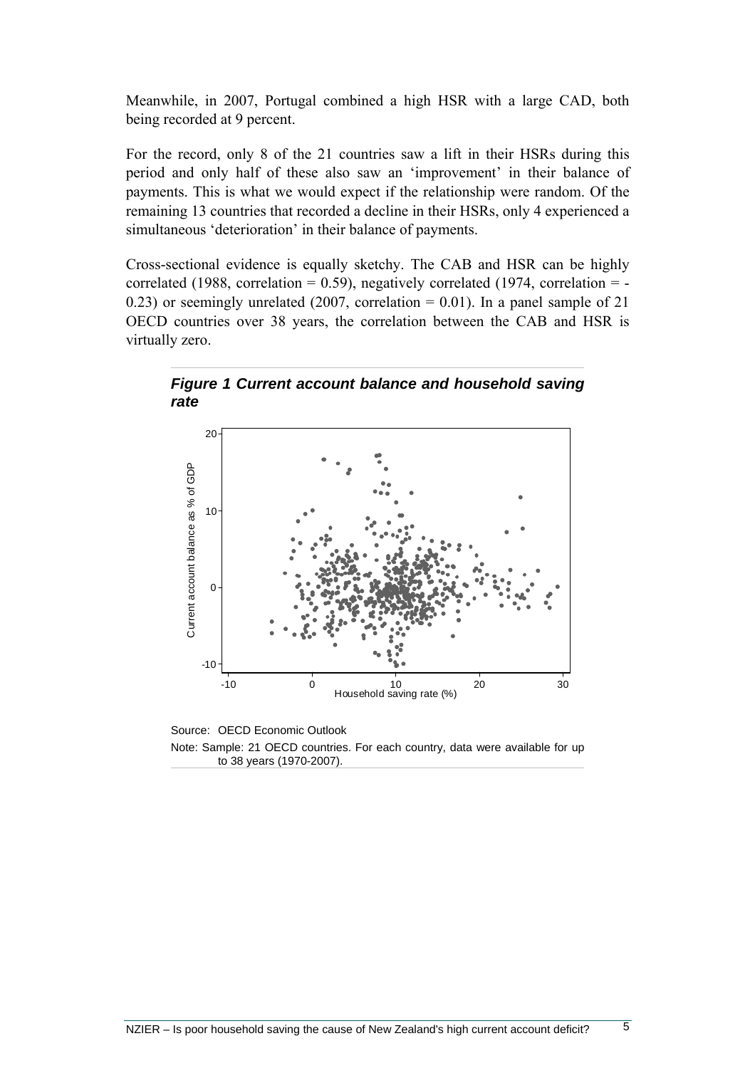Meanwhile, in 2007, Portugal combined a high HSR with a large CAD, both being recorded at 9 percent.

For the record, only 8 of the 21 countries saw a lift in their HSRs during this period and only half of these also saw an 'improvement' in their balance of payments. This is what we would expect if the relationship were random. Of the remaining 13 countries that recorded a decline in their HSRs, only 4 experienced a simultaneous 'deterioration' in their balance of payments.

Cross-sectional evidence is equally sketchy. The CAB and HSR can be highly correlated (1988, correlation = 0.59), negatively correlated (1974, correlation = -0.23) or seemingly unrelated (2007, correlation = 0.01). In a panel sample of 21 OECD countries over 38 years, the correlation between the CAB and HSR is virtually zero.

***Figure 1 Current account balance and household saving rate***

Source: OECD Economic Outlook

Note: Sample: 21 OECD countries. For each country, data were available for up to 38 years (1970-2007).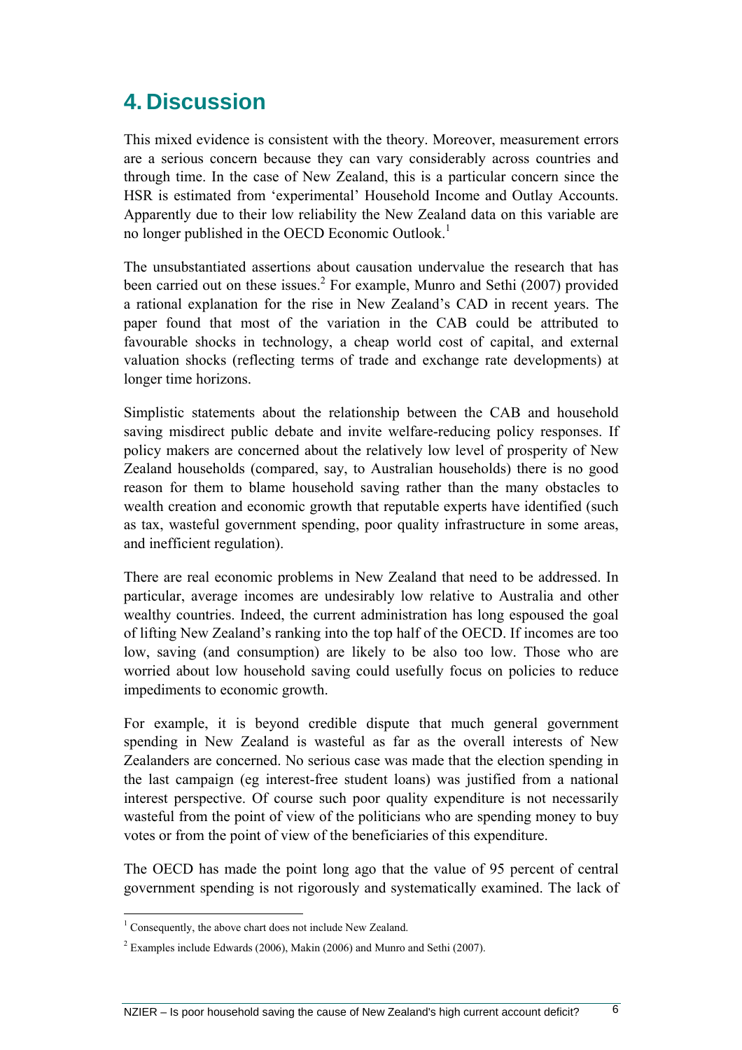# 4. Discussion

This mixed evidence is consistent with the theory. Moreover, measurement errors are a serious concern because they can vary considerably across countries and through time. In the case of New Zealand, this is a particular concern since the HSR is estimated from 'experimental' Household Income and Outlay Accounts. Apparently due to their low reliability the New Zealand data on this variable are no longer published in the OECD Economic Outlook.[1]

The unsubstantiated assertions about causation undervalue the research that has been carried out on these issues.[2] For example, Munro and Sethi (2007) provided a rational explanation for the rise in New Zealand's CAD in recent years. The paper found that most of the variation in the CAB could be attributed to favourable shocks in technology, a cheap world cost of capital, and external valuation shocks (reflecting terms of trade and exchange rate developments) at longer time horizons.

Simplistic statements about the relationship between the CAB and household saving misdirect public debate and invite welfare-reducing policy responses. If policy makers are concerned about the relatively low level of prosperity of New Zealand households (compared, say, to Australian households) there is no good reason for them to blame household saving rather than the many obstacles to wealth creation and economic growth that reputable experts have identified (such as tax, wasteful government spending, poor quality infrastructure in some areas, and inefficient regulation).

There are real economic problems in New Zealand that need to be addressed. In particular, average incomes are undesirably low relative to Australia and other wealthy countries. Indeed, the current administration has long espoused the goal of lifting New Zealand's ranking into the top half of the OECD. If incomes are too low, saving (and consumption) are likely to be also too low. Those who are worried about low household saving could usefully focus on policies to reduce impediments to economic growth.

For example, it is beyond credible dispute that much general government spending in New Zealand is wasteful as far as the overall interests of New Zealanders are concerned. No serious case was made that the election spending in the last campaign (eg interest-free student loans) was justified from a national interest perspective. Of course such poor quality expenditure is not necessarily wasteful from the point of view of the politicians who are spending money to buy votes or from the point of view of the beneficiaries of this expenditure.

The OECD has made the point long ago that the value of 95 percent of central government spending is not rigorously and systematically examined. The lack of

---

[1] Consequently, the above chart does not include New Zealand.

[2] Examples include Edwards (2006), Makin (2006) and Munro and Sethi (2007).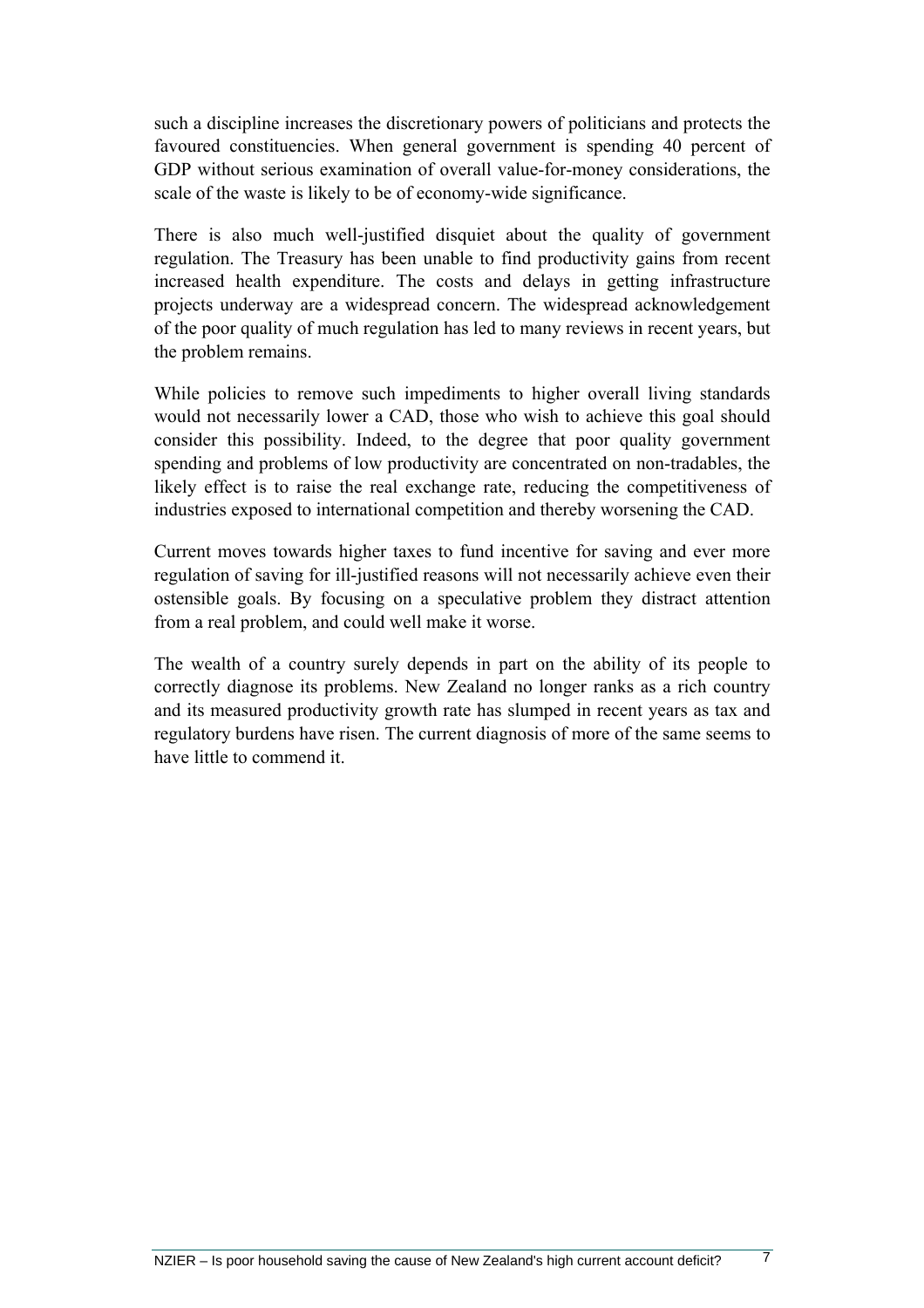such a discipline increases the discretionary powers of politicians and protects the favoured constituencies. When general government is spending 40 percent of GDP without serious examination of overall value-for-money considerations, the scale of the waste is likely to be of economy-wide significance.

There is also much well-justified disquiet about the quality of government regulation. The Treasury has been unable to find productivity gains from recent increased health expenditure. The costs and delays in getting infrastructure projects underway are a widespread concern. The widespread acknowledgement of the poor quality of much regulation has led to many reviews in recent years, but the problem remains.

While policies to remove such impediments to higher overall living standards would not necessarily lower a CAD, those who wish to achieve this goal should consider this possibility. Indeed, to the degree that poor quality government spending and problems of low productivity are concentrated on non-tradables, the likely effect is to raise the real exchange rate, reducing the competitiveness of industries exposed to international competition and thereby worsening the CAD.

Current moves towards higher taxes to fund incentive for saving and ever more regulation of saving for ill-justified reasons will not necessarily achieve even their ostensible goals. By focusing on a speculative problem they distract attention from a real problem, and could well make it worse.

The wealth of a country surely depends in part on the ability of its people to correctly diagnose its problems. New Zealand no longer ranks as a rich country and its measured productivity growth rate has slumped in recent years as tax and regulatory burdens have risen. The current diagnosis of more of the same seems to have little to commend it.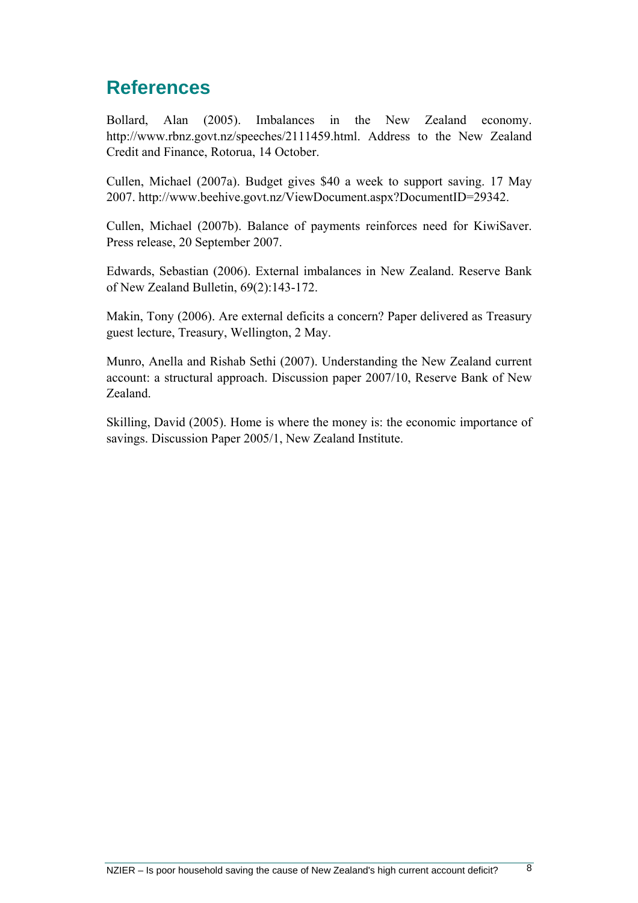## References

Bollard, Alan (2005). Imbalances in the New Zealand economy. http://www.rbnz.govt.nz/speeches/2111459.html. Address to the New Zealand Credit and Finance, Rotorua, 14 October.

Cullen, Michael (2007a). Budget gives $40 a week to support saving. 17 May 2007. http://www.beehive.govt.nz/ViewDocument.aspx?DocumentID=29342.

Cullen, Michael (2007b). Balance of payments reinforces need for KiwiSaver. Press release, 20 September 2007.

Edwards, Sebastian (2006). External imbalances in New Zealand. Reserve Bank of New Zealand Bulletin, 69(2):143-172.

Makin, Tony (2006). Are external deficits a concern? Paper delivered as Treasury guest lecture, Treasury, Wellington, 2 May.

Munro, Anella and Rishab Sethi (2007). Understanding the New Zealand current account: a structural approach. Discussion paper 2007/10, Reserve Bank of New Zealand.

Skilling, David (2005). Home is where the money is: the economic importance of savings. Discussion Paper 2005/1, New Zealand Institute.